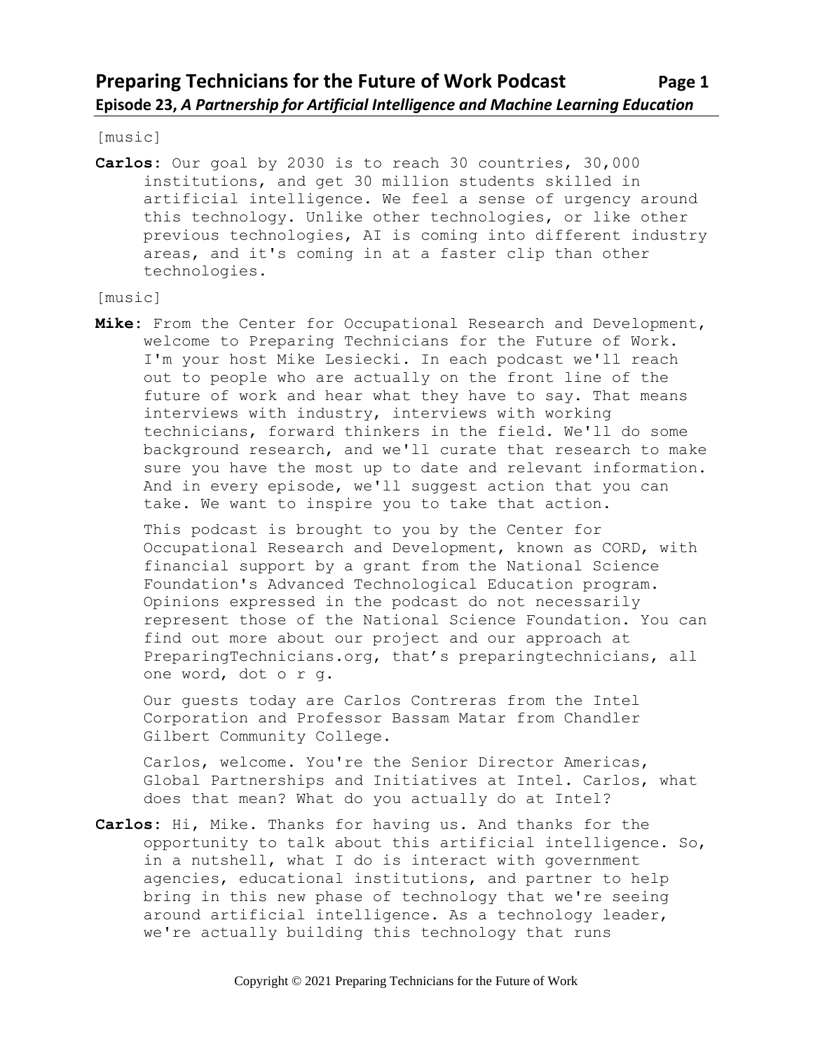[music]

**Carlos:** Our goal by 2030 is to reach 30 countries, 30,000 institutions, and get 30 million students skilled in artificial intelligence. We feel a sense of urgency around this technology. Unlike other technologies, or like other previous technologies, AI is coming into different industry areas, and it's coming in at a faster clip than other technologies.

[music]

**Mike:** From the Center for Occupational Research and Development, welcome to Preparing Technicians for the Future of Work. I'm your host Mike Lesiecki. In each podcast we'll reach out to people who are actually on the front line of the future of work and hear what they have to say. That means interviews with industry, interviews with working technicians, forward thinkers in the field. We'll do some background research, and we'll curate that research to make sure you have the most up to date and relevant information. And in every episode, we'll suggest action that you can take. We want to inspire you to take that action.

This podcast is brought to you by the Center for Occupational Research and Development, known as CORD, with financial support by a grant from the National Science Foundation's Advanced Technological Education program. Opinions expressed in the podcast do not necessarily represent those of the National Science Foundation. You can find out more about our project and our approach at PreparingTechnicians.org, that's preparingtechnicians, all one word, dot o r g.

Our guests today are Carlos Contreras from the Intel Corporation and Professor Bassam Matar from Chandler Gilbert Community College.

Carlos, welcome. You're the Senior Director Americas, Global Partnerships and Initiatives at Intel. Carlos, what does that mean? What do you actually do at Intel?

**Carlos:** Hi, Mike. Thanks for having us. And thanks for the opportunity to talk about this artificial intelligence. So, in a nutshell, what I do is interact with government agencies, educational institutions, and partner to help bring in this new phase of technology that we're seeing around artificial intelligence. As a technology leader, we're actually building this technology that runs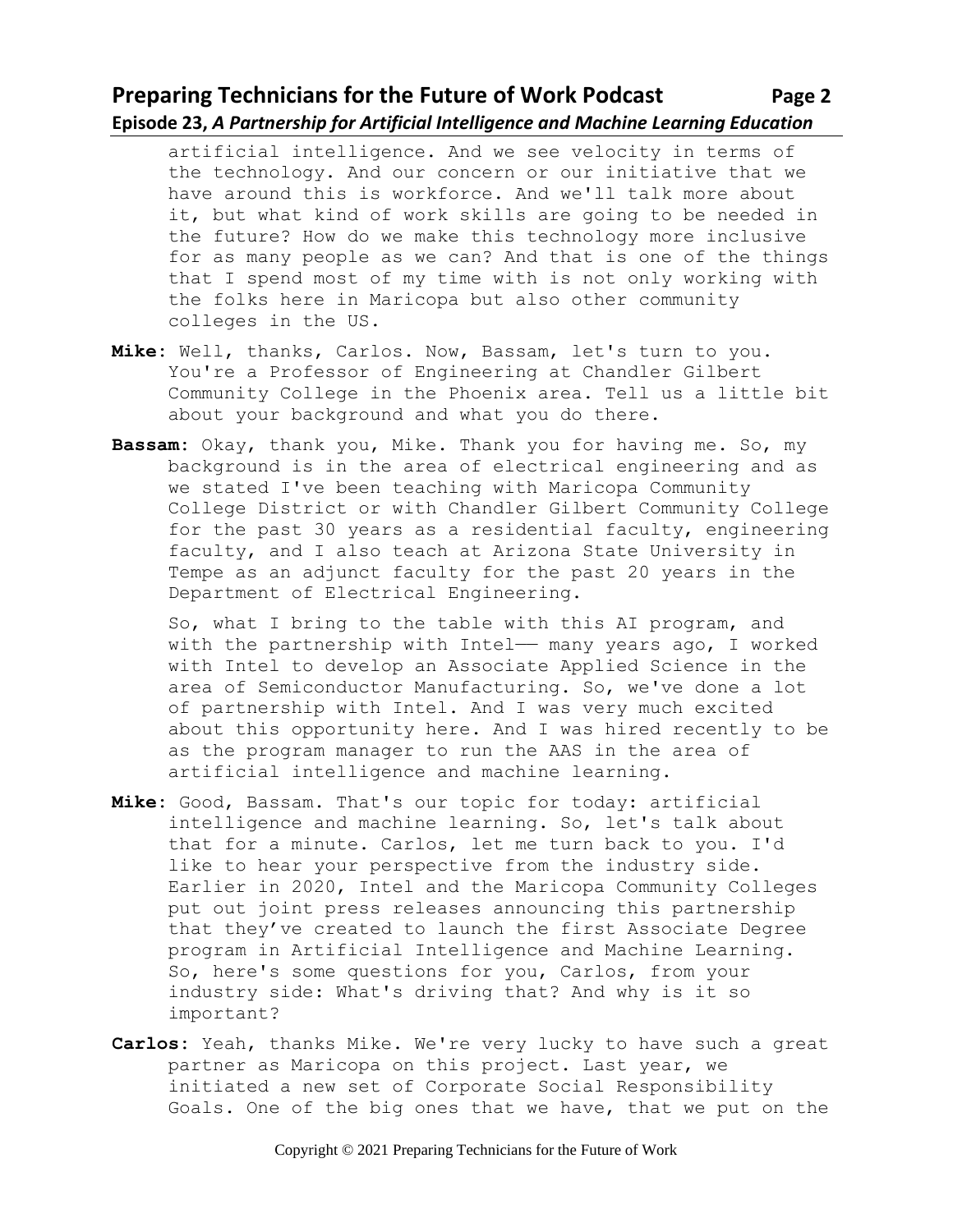artificial intelligence. And we see velocity in terms of the technology. And our concern or our initiative that we have around this is workforce. And we'll talk more about it, but what kind of work skills are going to be needed in the future? How do we make this technology more inclusive for as many people as we can? And that is one of the things that I spend most of my time with is not only working with the folks here in Maricopa but also other community colleges in the US.

**Mike**: Well, thanks, Carlos. Now, Bassam, let's turn to you. You're a Professor of Engineering at Chandler Gilbert Community College in the Phoenix area. Tell us a little bit about your background and what you do there.

**Bassam**: Okay, thank you, Mike. Thank you for having me. So, my background is in the area of electrical engineering and as we stated I've been teaching with Maricopa Community College District or with Chandler Gilbert Community College for the past 30 years as a residential faculty, engineering faculty, and I also teach at Arizona State University in Tempe as an adjunct faculty for the past 20 years in the Department of Electrical Engineering.

So, what I bring to the table with this AI program, and with the partnership with Intel—— many years ago, I worked with Intel to develop an Associate Applied Science in the area of Semiconductor Manufacturing. So, we've done a lot of partnership with Intel. And I was very much excited about this opportunity here. And I was hired recently to be as the program manager to run the AAS in the area of artificial intelligence and machine learning.

**Mike**: Good, Bassam. That's our topic for today: artificial intelligence and machine learning. So, let's talk about that for a minute. Carlos, let me turn back to you. I'd like to hear your perspective from the industry side. Earlier in 2020, Intel and the Maricopa Community Colleges put out joint press releases announcing this partnership that they've created to launch the first Associate Degree program in Artificial Intelligence and Machine Learning. So, here's some questions for you, Carlos, from your industry side: What's driving that? And why is it so important?

**Carlos**: Yeah, thanks Mike. We're very lucky to have such a great partner as Maricopa on this project. Last year, we initiated a new set of Corporate Social Responsibility Goals. One of the big ones that we have, that we put on the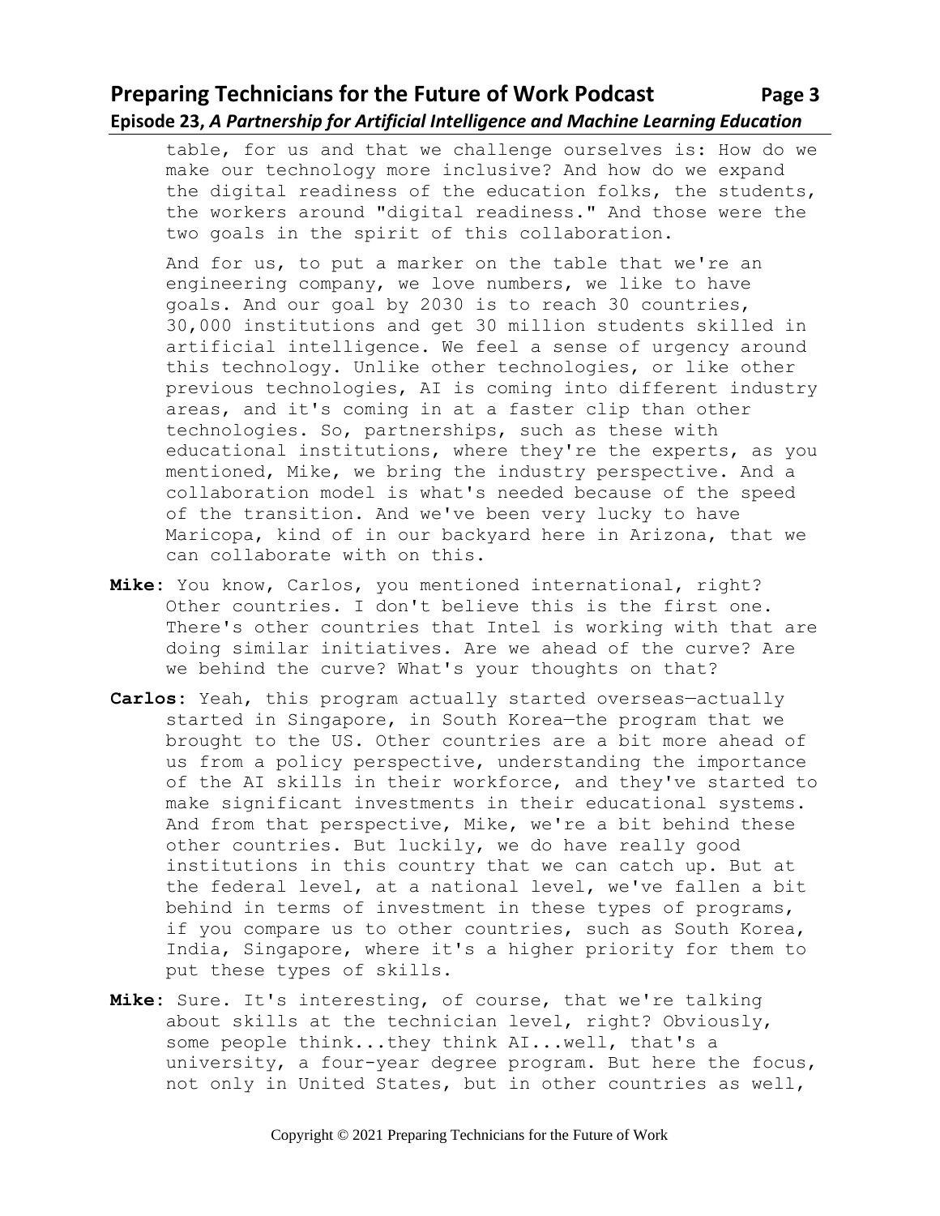table, for us and that we challenge ourselves is: How do we make our technology more inclusive? And how do we expand the digital readiness of the education folks, the students, the workers around "digital readiness." And those were the two goals in the spirit of this collaboration.

And for us, to put a marker on the table that we're an engineering company, we love numbers, we like to have goals. And our goal by 2030 is to reach 30 countries, 30,000 institutions and get 30 million students skilled in artificial intelligence. We feel a sense of urgency around this technology. Unlike other technologies, or like other previous technologies, AI is coming into different industry areas, and it's coming in at a faster clip than other technologies. So, partnerships, such as these with educational institutions, where they're the experts, as you mentioned, Mike, we bring the industry perspective. And a collaboration model is what's needed because of the speed of the transition. And we've been very lucky to have Maricopa, kind of in our backyard here in Arizona, that we can collaborate with on this.

**Mike**: You know, Carlos, you mentioned international, right? Other countries. I don't believe this is the first one. There's other countries that Intel is working with that are doing similar initiatives. Are we ahead of the curve? Are we behind the curve? What's your thoughts on that?

**Carlos**: Yeah, this program actually started overseas—actually started in Singapore, in South Korea—the program that we brought to the US. Other countries are a bit more ahead of us from a policy perspective, understanding the importance of the AI skills in their workforce, and they've started to make significant investments in their educational systems. And from that perspective, Mike, we're a bit behind these other countries. But luckily, we do have really good institutions in this country that we can catch up. But at the federal level, at a national level, we've fallen a bit behind in terms of investment in these types of programs, if you compare us to other countries, such as South Korea, India, Singapore, where it's a higher priority for them to put these types of skills.

**Mike**: Sure. It's interesting, of course, that we're talking about skills at the technician level, right? Obviously, some people think...they think AI...well, that's a university, a four-year degree program. But here the focus, not only in United States, but in other countries as well,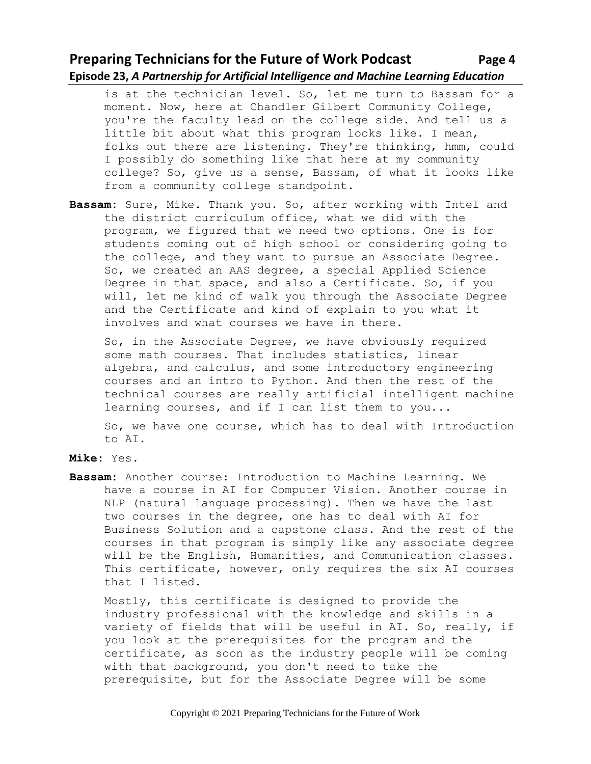is at the technician level. So, let me turn to Bassam for a moment. Now, here at Chandler Gilbert Community College, you're the faculty lead on the college side. And tell us a little bit about what this program looks like. I mean, folks out there are listening. They're thinking, hmm, could I possibly do something like that here at my community college? So, give us a sense, Bassam, of what it looks like from a community college standpoint.

**Bassam:** Sure, Mike. Thank you. So, after working with Intel and the district curriculum office, what we did with the program, we figured that we need two options. One is for students coming out of high school or considering going to the college, and they want to pursue an Associate Degree. So, we created an AAS degree, a special Applied Science Degree in that space, and also a Certificate. So, if you will, let me kind of walk you through the Associate Degree and the Certificate and kind of explain to you what it involves and what courses we have in there.

So, in the Associate Degree, we have obviously required some math courses. That includes statistics, linear algebra, and calculus, and some introductory engineering courses and an intro to Python. And then the rest of the technical courses are really artificial intelligent machine learning courses, and if I can list them to you...

So, we have one course, which has to deal with Introduction to AI.

**Mike:** Yes.

**Bassam:** Another course: Introduction to Machine Learning. We have a course in AI for Computer Vision. Another course in NLP (natural language processing). Then we have the last two courses in the degree, one has to deal with AI for Business Solution and a capstone class. And the rest of the courses in that program is simply like any associate degree will be the English, Humanities, and Communication classes. This certificate, however, only requires the six AI courses that I listed.

Mostly, this certificate is designed to provide the industry professional with the knowledge and skills in a variety of fields that will be useful in AI. So, really, if you look at the prerequisites for the program and the certificate, as soon as the industry people will be coming with that background, you don't need to take the prerequisite, but for the Associate Degree will be some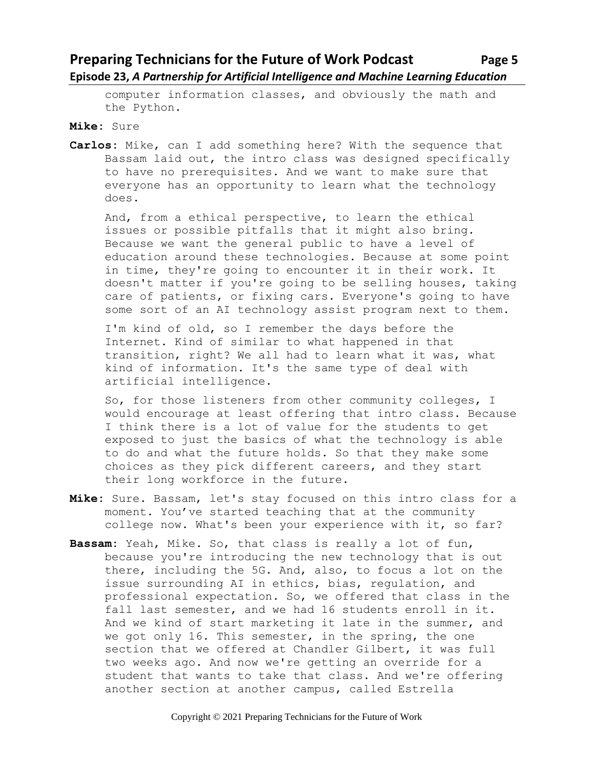computer information classes, and obviously the math and the Python.

**Mike**: Sure

**Carlos**: Mike, can I add something here? With the sequence that Bassam laid out, the intro class was designed specifically to have no prerequisites. And we want to make sure that everyone has an opportunity to learn what the technology does.

And, from a ethical perspective, to learn the ethical issues or possible pitfalls that it might also bring. Because we want the general public to have a level of education around these technologies. Because at some point in time, they're going to encounter it in their work. It doesn't matter if you're going to be selling houses, taking care of patients, or fixing cars. Everyone's going to have some sort of an AI technology assist program next to them.

I'm kind of old, so I remember the days before the Internet. Kind of similar to what happened in that transition, right? We all had to learn what it was, what kind of information. It's the same type of deal with artificial intelligence.

So, for those listeners from other community colleges, I would encourage at least offering that intro class. Because I think there is a lot of value for the students to get exposed to just the basics of what the technology is able to do and what the future holds. So that they make some choices as they pick different careers, and they start their long workforce in the future.

**Mike**: Sure. Bassam, let's stay focused on this intro class for a moment. You've started teaching that at the community college now. What's been your experience with it, so far?

**Bassam**: Yeah, Mike. So, that class is really a lot of fun, because you're introducing the new technology that is out there, including the 5G. And, also, to focus a lot on the issue surrounding AI in ethics, bias, regulation, and professional expectation. So, we offered that class in the fall last semester, and we had 16 students enroll in it. And we kind of start marketing it late in the summer, and we got only 16. This semester, in the spring, the one section that we offered at Chandler Gilbert, it was full two weeks ago. And now we're getting an override for a student that wants to take that class. And we're offering another section at another campus, called Estrella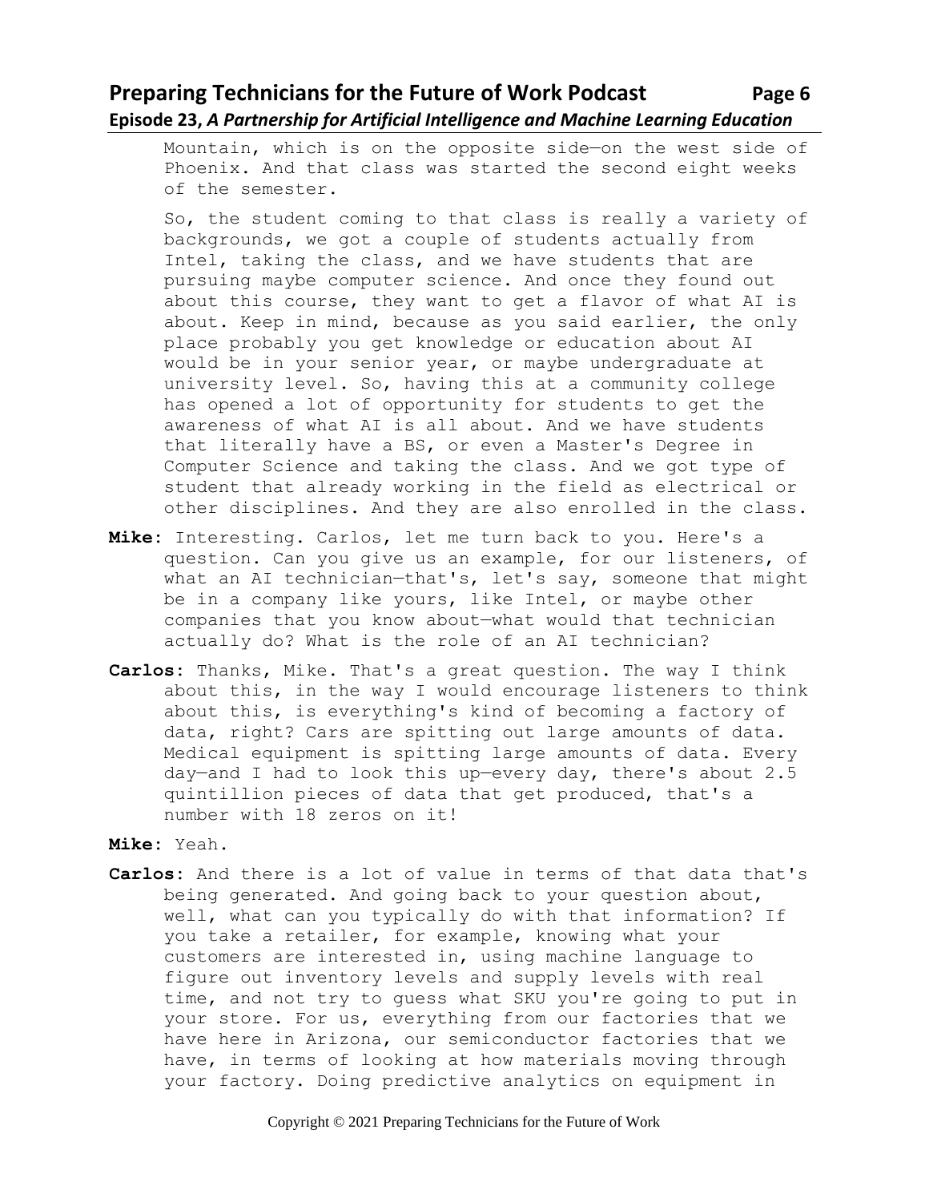Mountain, which is on the opposite side—on the west side of Phoenix. And that class was started the second eight weeks of the semester.

So, the student coming to that class is really a variety of backgrounds, we got a couple of students actually from Intel, taking the class, and we have students that are pursuing maybe computer science. And once they found out about this course, they want to get a flavor of what AI is about. Keep in mind, because as you said earlier, the only place probably you get knowledge or education about AI would be in your senior year, or maybe undergraduate at university level. So, having this at a community college has opened a lot of opportunity for students to get the awareness of what AI is all about. And we have students that literally have a BS, or even a Master's Degree in Computer Science and taking the class. And we got type of student that already working in the field as electrical or other disciplines. And they are also enrolled in the class.

**Mike**: Interesting. Carlos, let me turn back to you. Here's a question. Can you give us an example, for our listeners, of what an AI technician—that's, let's say, someone that might be in a company like yours, like Intel, or maybe other companies that you know about—what would that technician actually do? What is the role of an AI technician?

**Carlos**: Thanks, Mike. That's a great question. The way I think about this, in the way I would encourage listeners to think about this, is everything's kind of becoming a factory of data, right? Cars are spitting out large amounts of data. Medical equipment is spitting large amounts of data. Every day—and I had to look this up—every day, there's about 2.5 quintillion pieces of data that get produced, that's a number with 18 zeros on it!

**Mike**: Yeah.

**Carlos**: And there is a lot of value in terms of that data that's being generated. And going back to your question about, well, what can you typically do with that information? If you take a retailer, for example, knowing what your customers are interested in, using machine language to figure out inventory levels and supply levels with real time, and not try to guess what SKU you're going to put in your store. For us, everything from our factories that we have here in Arizona, our semiconductor factories that we have, in terms of looking at how materials moving through your factory. Doing predictive analytics on equipment in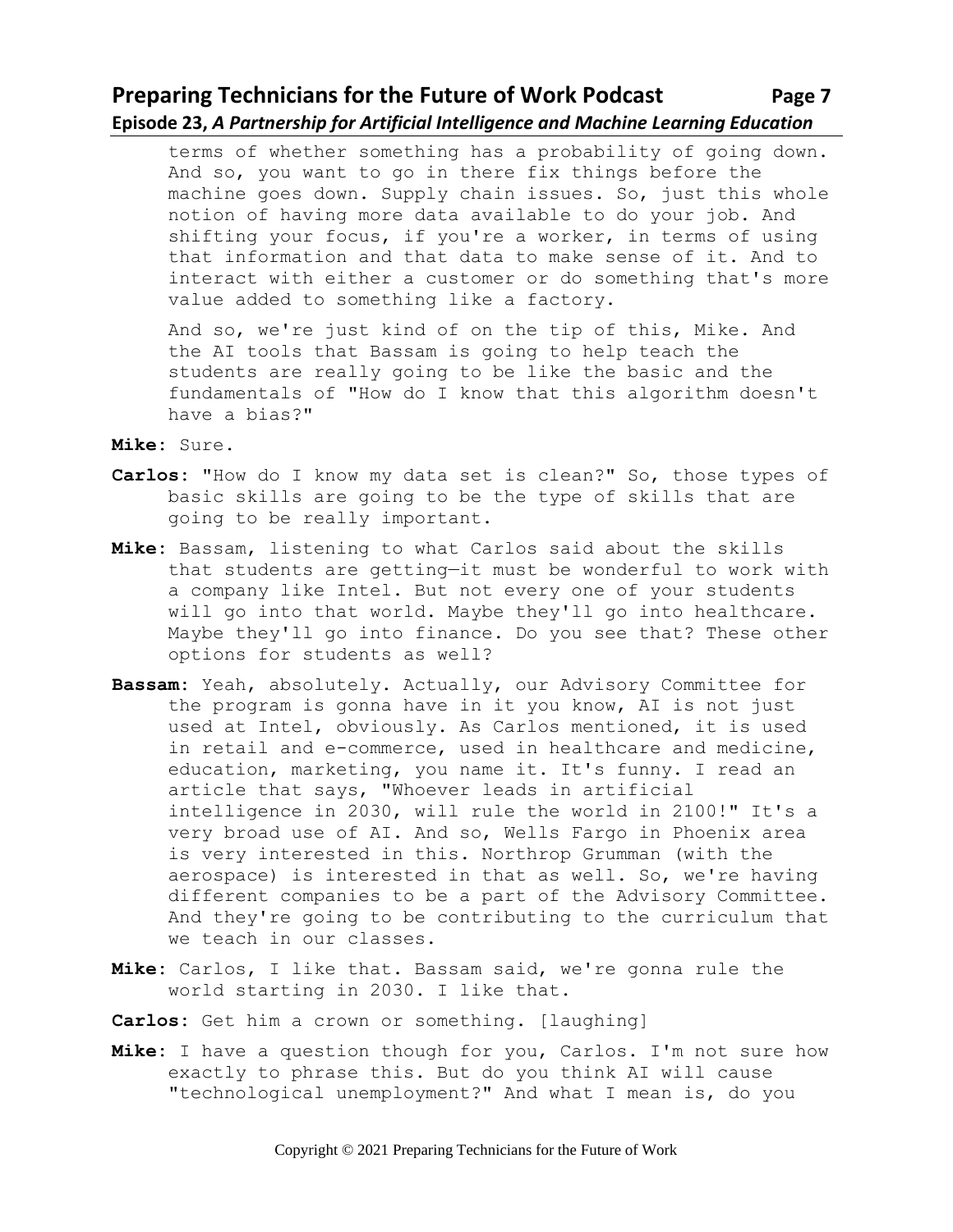terms of whether something has a probability of going down. And so, you want to go in there fix things before the machine goes down. Supply chain issues. So, just this whole notion of having more data available to do your job. And shifting your focus, if you're a worker, in terms of using that information and that data to make sense of it. And to interact with either a customer or do something that's more value added to something like a factory.

And so, we're just kind of on the tip of this, Mike. And the AI tools that Bassam is going to help teach the students are really going to be like the basic and the fundamentals of "How do I know that this algorithm doesn't have a bias?"

**Mike**: Sure.

**Carlos**: "How do I know my data set is clean?" So, those types of basic skills are going to be the type of skills that are going to be really important.

**Mike**: Bassam, listening to what Carlos said about the skills that students are getting—it must be wonderful to work with a company like Intel. But not every one of your students will go into that world. Maybe they'll go into healthcare. Maybe they'll go into finance. Do you see that? These other options for students as well?

**Bassam**: Yeah, absolutely. Actually, our Advisory Committee for the program is gonna have in it you know, AI is not just used at Intel, obviously. As Carlos mentioned, it is used in retail and e-commerce, used in healthcare and medicine, education, marketing, you name it. It's funny. I read an article that says, "Whoever leads in artificial intelligence in 2030, will rule the world in 2100!" It's a very broad use of AI. And so, Wells Fargo in Phoenix area is very interested in this. Northrop Grumman (with the aerospace) is interested in that as well. So, we're having different companies to be a part of the Advisory Committee. And they're going to be contributing to the curriculum that we teach in our classes.

**Mike**: Carlos, I like that. Bassam said, we're gonna rule the world starting in 2030. I like that.

**Carlos**: Get him a crown or something. [laughing]

**Mike**: I have a question though for you, Carlos. I'm not sure how exactly to phrase this. But do you think AI will cause "technological unemployment?" And what I mean is, do you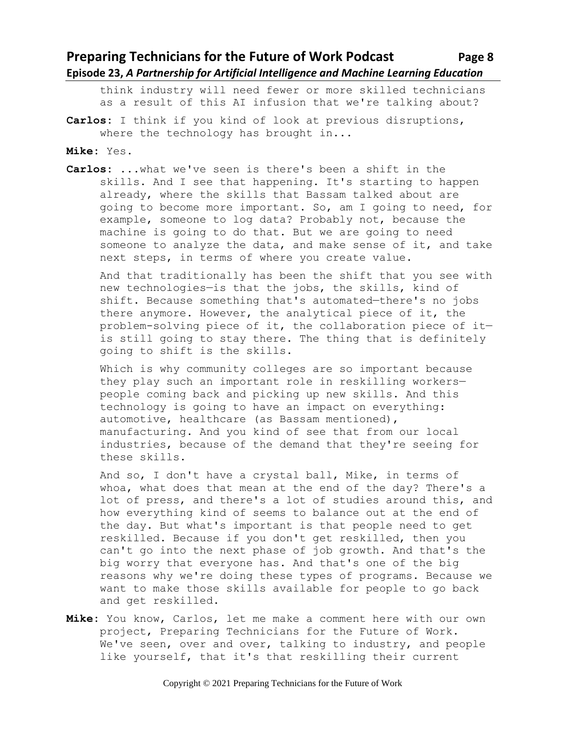think industry will need fewer or more skilled technicians as a result of this AI infusion that we're talking about?

**Carlos:** I think if you kind of look at previous disruptions, where the technology has brought in...

**Mike:** Yes.

**Carlos:** ...what we've seen is there's been a shift in the skills. And I see that happening. It's starting to happen already, where the skills that Bassam talked about are going to become more important. So, am I going to need, for example, someone to log data? Probably not, because the machine is going to do that. But we are going to need someone to analyze the data, and make sense of it, and take next steps, in terms of where you create value.

And that traditionally has been the shift that you see with new technologies—is that the jobs, the skills, kind of shift. Because something that's automated—there's no jobs there anymore. However, the analytical piece of it, the problem-solving piece of it, the collaboration piece of it—is still going to stay there. The thing that is definitely going to shift is the skills.

Which is why community colleges are so important because they play such an important role in reskilling workers—people coming back and picking up new skills. And this technology is going to have an impact on everything: automotive, healthcare (as Bassam mentioned), manufacturing. And you kind of see that from our local industries, because of the demand that they're seeing for these skills.

And so, I don't have a crystal ball, Mike, in terms of whoa, what does that mean at the end of the day? There's a lot of press, and there's a lot of studies around this, and how everything kind of seems to balance out at the end of the day. But what's important is that people need to get reskilled. Because if you don't get reskilled, then you can't go into the next phase of job growth. And that's the big worry that everyone has. And that's one of the big reasons why we're doing these types of programs. Because we want to make those skills available for people to go back and get reskilled.

**Mike:** You know, Carlos, let me make a comment here with our own project, Preparing Technicians for the Future of Work. We've seen, over and over, talking to industry, and people like yourself, that it's that reskilling their current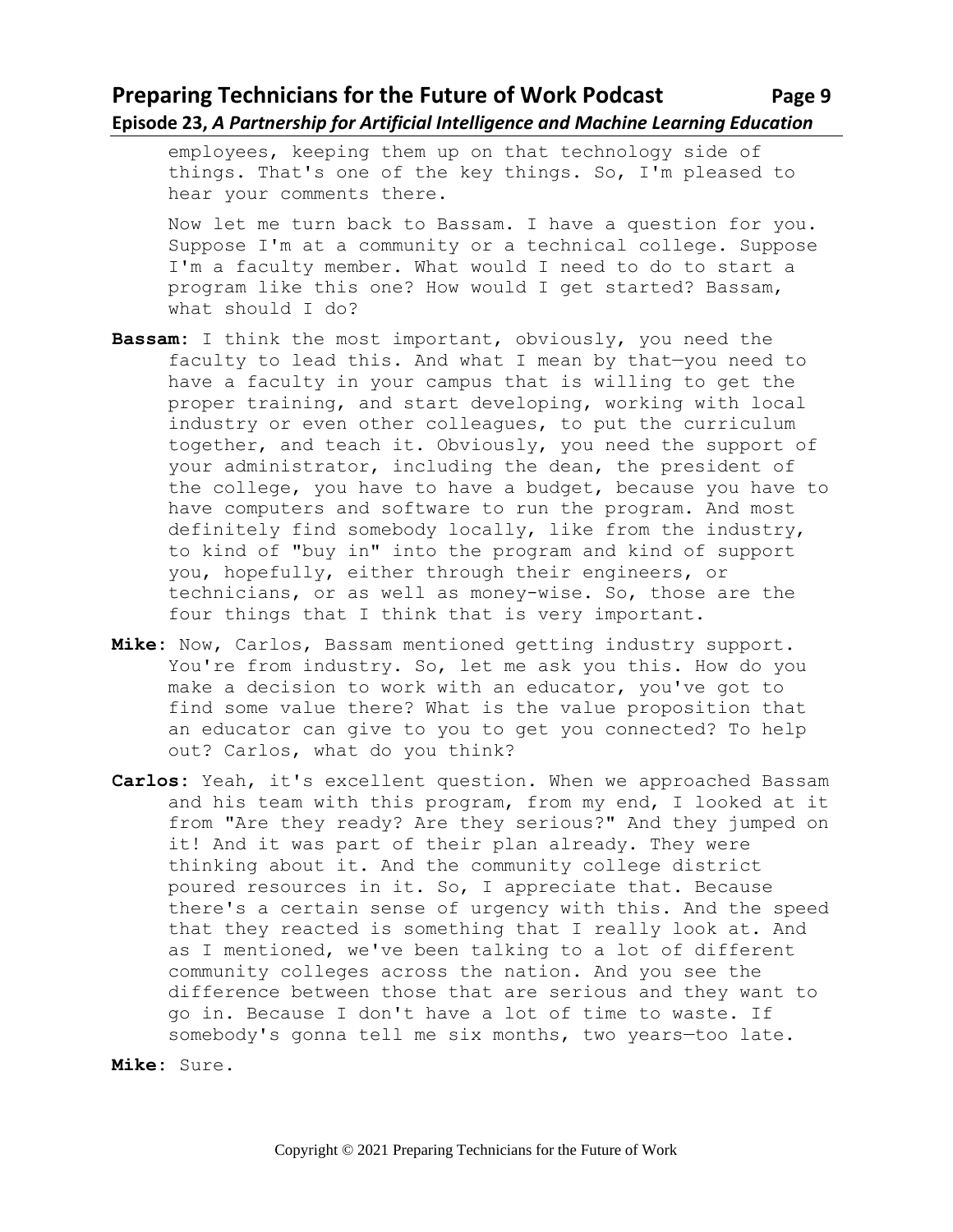employees, keeping them up on that technology side of things. That's one of the key things. So, I'm pleased to hear your comments there.

Now let me turn back to Bassam. I have a question for you. Suppose I'm at a community or a technical college. Suppose I'm a faculty member. What would I need to do to start a program like this one? How would I get started? Bassam, what should I do?

**Bassam**: I think the most important, obviously, you need the faculty to lead this. And what I mean by that—you need to have a faculty in your campus that is willing to get the proper training, and start developing, working with local industry or even other colleagues, to put the curriculum together, and teach it. Obviously, you need the support of your administrator, including the dean, the president of the college, you have to have a budget, because you have to have computers and software to run the program. And most definitely find somebody locally, like from the industry, to kind of "buy in" into the program and kind of support you, hopefully, either through their engineers, or technicians, or as well as money-wise. So, those are the four things that I think that is very important.

**Mike**: Now, Carlos, Bassam mentioned getting industry support. You're from industry. So, let me ask you this. How do you make a decision to work with an educator, you've got to find some value there? What is the value proposition that an educator can give to you to get you connected? To help out? Carlos, what do you think?

**Carlos**: Yeah, it's excellent question. When we approached Bassam and his team with this program, from my end, I looked at it from "Are they ready? Are they serious?" And they jumped on it! And it was part of their plan already. They were thinking about it. And the community college district poured resources in it. So, I appreciate that. Because there's a certain sense of urgency with this. And the speed that they reacted is something that I really look at. And as I mentioned, we've been talking to a lot of different community colleges across the nation. And you see the difference between those that are serious and they want to go in. Because I don't have a lot of time to waste. If somebody's gonna tell me six months, two years—too late.

**Mike**: Sure.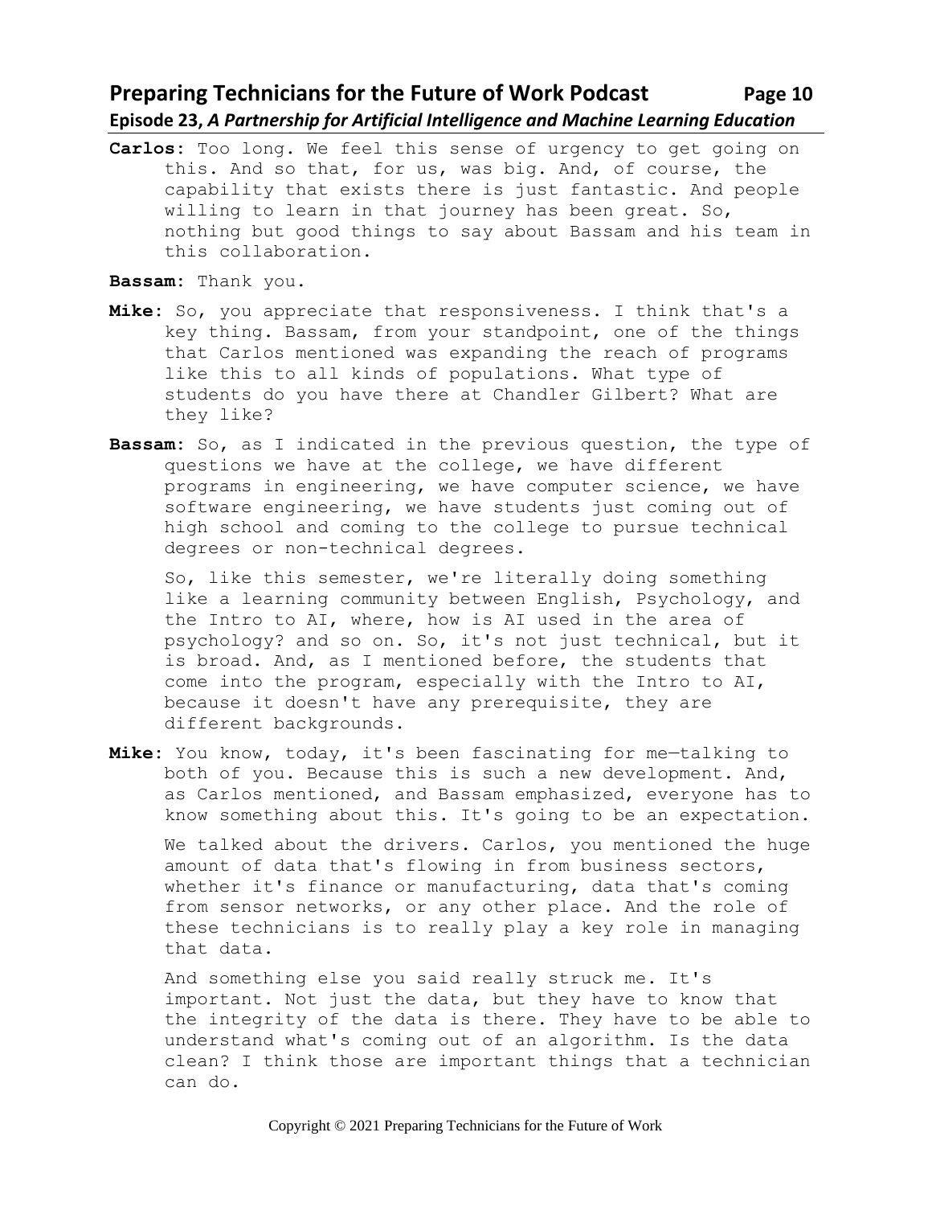**Carlos**: Too long. We feel this sense of urgency to get going on this. And so that, for us, was big. And, of course, the capability that exists there is just fantastic. And people willing to learn in that journey has been great. So, nothing but good things to say about Bassam and his team in this collaboration.

**Bassam**: Thank you.

**Mike**: So, you appreciate that responsiveness. I think that's a key thing. Bassam, from your standpoint, one of the things that Carlos mentioned was expanding the reach of programs like this to all kinds of populations. What type of students do you have there at Chandler Gilbert? What are they like?

**Bassam**: So, as I indicated in the previous question, the type of questions we have at the college, we have different programs in engineering, we have computer science, we have software engineering, we have students just coming out of high school and coming to the college to pursue technical degrees or non-technical degrees.

So, like this semester, we're literally doing something like a learning community between English, Psychology, and the Intro to AI, where, how is AI used in the area of psychology? and so on. So, it's not just technical, but it is broad. And, as I mentioned before, the students that come into the program, especially with the Intro to AI, because it doesn't have any prerequisite, they are different backgrounds.

**Mike**: You know, today, it's been fascinating for me—talking to both of you. Because this is such a new development. And, as Carlos mentioned, and Bassam emphasized, everyone has to know something about this. It's going to be an expectation.

We talked about the drivers. Carlos, you mentioned the huge amount of data that's flowing in from business sectors, whether it's finance or manufacturing, data that's coming from sensor networks, or any other place. And the role of these technicians is to really play a key role in managing that data.

And something else you said really struck me. It's important. Not just the data, but they have to know that the integrity of the data is there. They have to be able to understand what's coming out of an algorithm. Is the data clean? I think those are important things that a technician can do.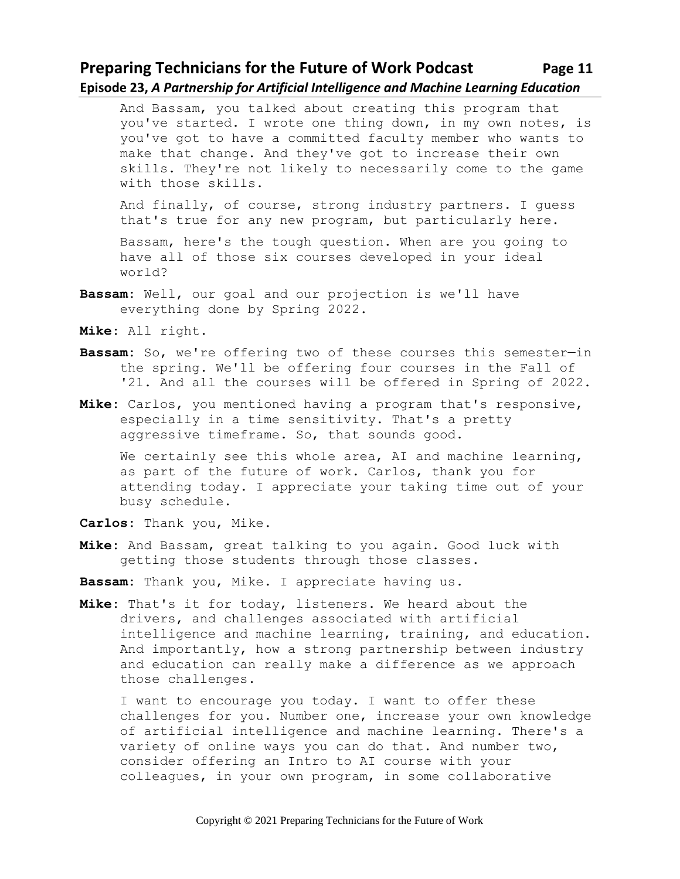And Bassam, you talked about creating this program that you've started. I wrote one thing down, in my own notes, is you've got to have a committed faculty member who wants to make that change. And they've got to increase their own skills. They're not likely to necessarily come to the game with those skills.

And finally, of course, strong industry partners. I guess that's true for any new program, but particularly here.

Bassam, here's the tough question. When are you going to have all of those six courses developed in your ideal world?

**Bassam:** Well, our goal and our projection is we'll have everything done by Spring 2022.

**Mike:** All right.

**Bassam:** So, we're offering two of these courses this semester—in the spring. We'll be offering four courses in the Fall of '21. And all the courses will be offered in Spring of 2022.

**Mike:** Carlos, you mentioned having a program that's responsive, especially in a time sensitivity. That's a pretty aggressive timeframe. So, that sounds good.

We certainly see this whole area, AI and machine learning, as part of the future of work. Carlos, thank you for attending today. I appreciate your taking time out of your busy schedule.

**Carlos:** Thank you, Mike.

**Mike:** And Bassam, great talking to you again. Good luck with getting those students through those classes.

**Bassam:** Thank you, Mike. I appreciate having us.

**Mike:** That's it for today, listeners. We heard about the drivers, and challenges associated with artificial intelligence and machine learning, training, and education. And importantly, how a strong partnership between industry and education can really make a difference as we approach those challenges.

I want to encourage you today. I want to offer these challenges for you. Number one, increase your own knowledge of artificial intelligence and machine learning. There's a variety of online ways you can do that. And number two, consider offering an Intro to AI course with your colleagues, in your own program, in some collaborative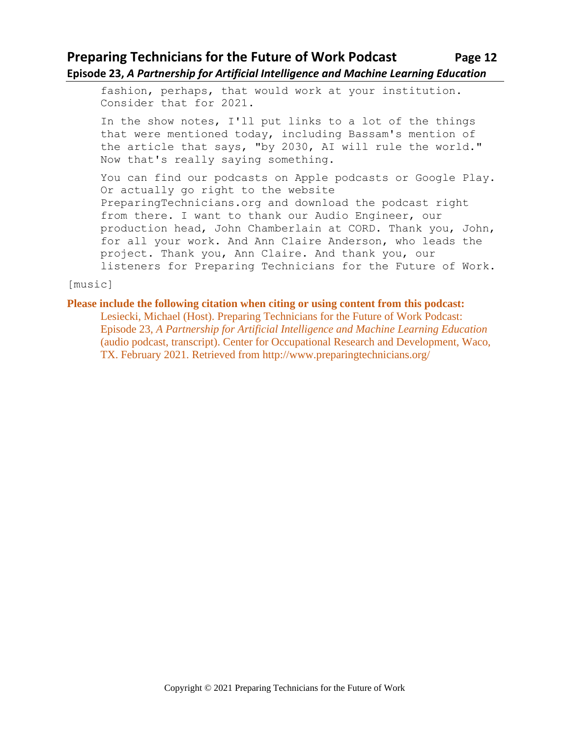fashion, perhaps, that would work at your institution. Consider that for 2021.

In the show notes, I'll put links to a lot of the things that were mentioned today, including Bassam's mention of the article that says, "by 2030, AI will rule the world." Now that's really saying something.

You can find our podcasts on Apple podcasts or Google Play. Or actually go right to the website PreparingTechnicians.org and download the podcast right from there. I want to thank our Audio Engineer, our production head, John Chamberlain at CORD. Thank you, John, for all your work. And Ann Claire Anderson, who leads the project. Thank you, Ann Claire. And thank you, our listeners for Preparing Technicians for the Future of Work.

[music]

**Please include the following citation when citing or using content from this podcast:**

Lesiecki, Michael (Host). Preparing Technicians for the Future of Work Podcast: Episode 23, *A Partnership for Artificial Intelligence and Machine Learning Education* (audio podcast, transcript). Center for Occupational Research and Development, Waco, TX. February 2021. Retrieved from http://www.preparingtechnicians.org/